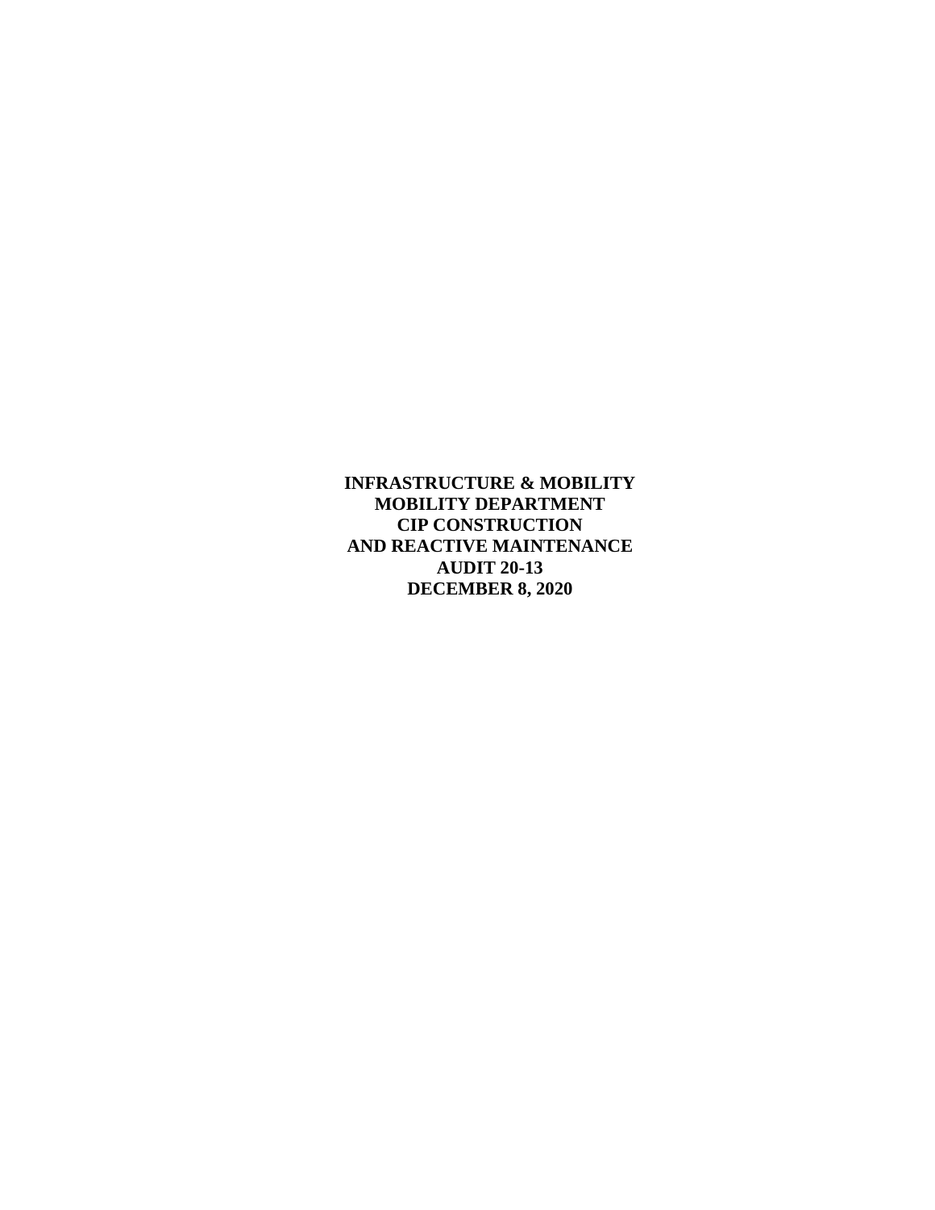**INFRASTRUCTURE & MOBILITY**
**MOBILITY DEPARTMENT**
**CIP CONSTRUCTION**
**AND REACTIVE MAINTENANCE**
**AUDIT 20-13**
**DECEMBER 8, 2020**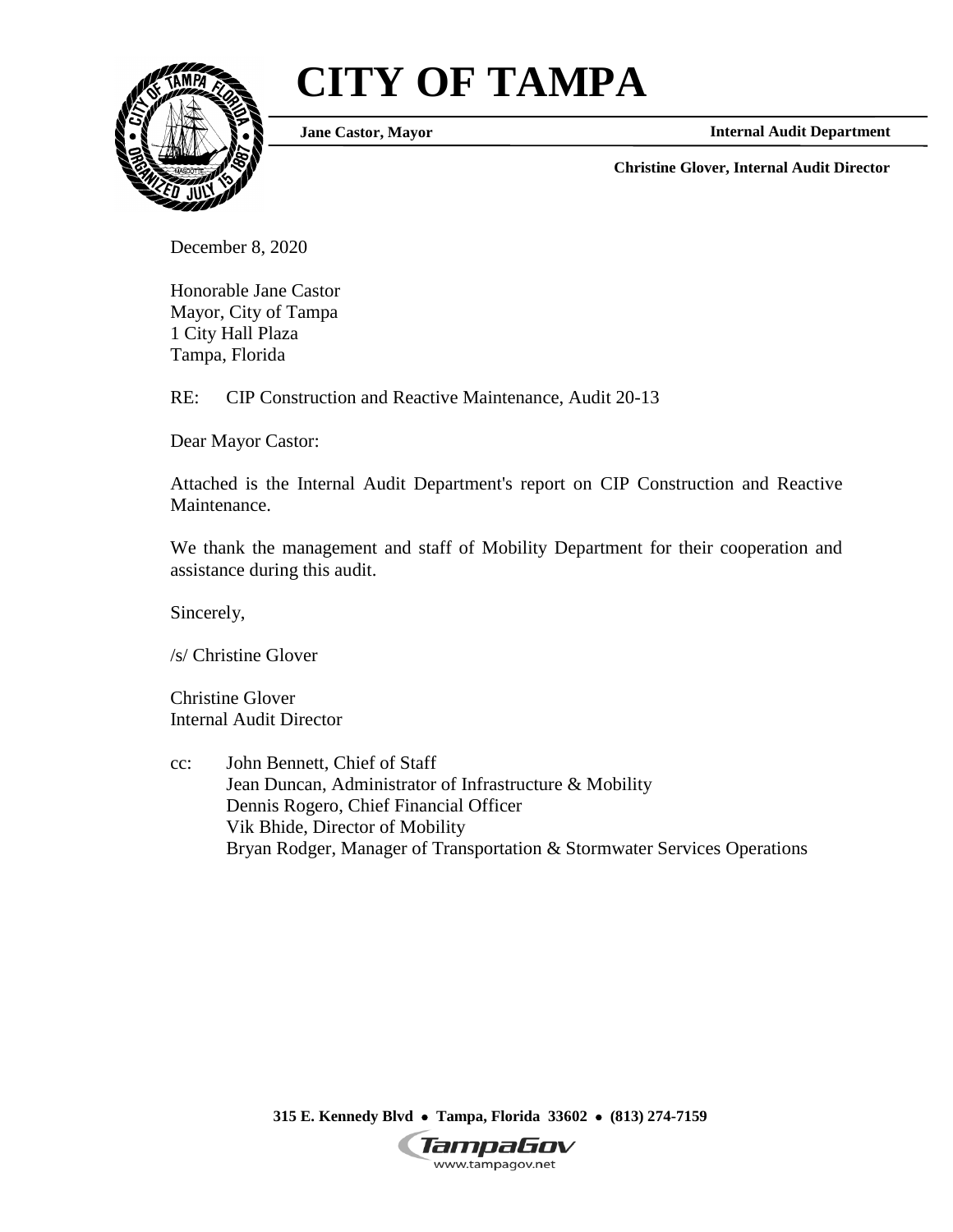# CITY OF TAMPA

**Jane Castor, Mayor** **Internal Audit Department**

**Christine Glover, Internal Audit Director**

December 8, 2020

Honorable Jane Castor
Mayor, City of Tampa
1 City Hall Plaza
Tampa, Florida

RE: CIP Construction and Reactive Maintenance, Audit 20-13

Dear Mayor Castor:

Attached is the Internal Audit Department's report on CIP Construction and Reactive Maintenance.

We thank the management and staff of Mobility Department for their cooperation and assistance during this audit.

Sincerely,

/s/ Christine Glover

Christine Glover
Internal Audit Director

cc: John Bennett, Chief of Staff
Jean Duncan, Administrator of Infrastructure & Mobility
Dennis Rogero, Chief Financial Officer
Vik Bhide, Director of Mobility
Bryan Rodger, Manager of Transportation & Stormwater Services Operations

**315 E. Kennedy Blvd • Tampa, Florida 33602 • (813) 274-7159**

TampaGov
www.tampagov.net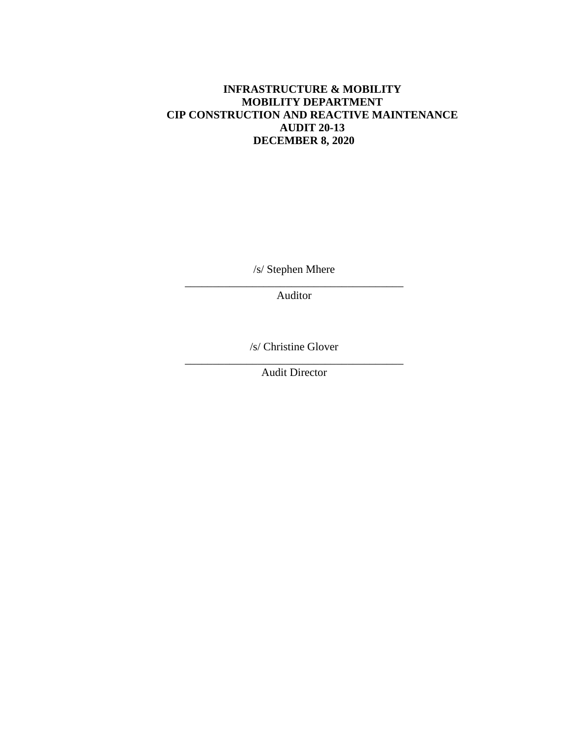**INFRASTRUCTURE & MOBILITY**
**MOBILITY DEPARTMENT**
**CIP CONSTRUCTION AND REACTIVE MAINTENANCE**
**AUDIT 20-13**
**DECEMBER 8, 2020**

/s/ Stephen Mhere

\_\_\_\_\_\_\_\_\_\_\_\_\_\_\_\_\_\_\_\_\_\_\_\_\_\_\_\_\_\_\_\_\_\_\_\_\_\_\_\_

Auditor

/s/ Christine Glover

\_\_\_\_\_\_\_\_\_\_\_\_\_\_\_\_\_\_\_\_\_\_\_\_\_\_\_\_\_\_\_\_\_\_\_\_\_\_\_\_

Audit Director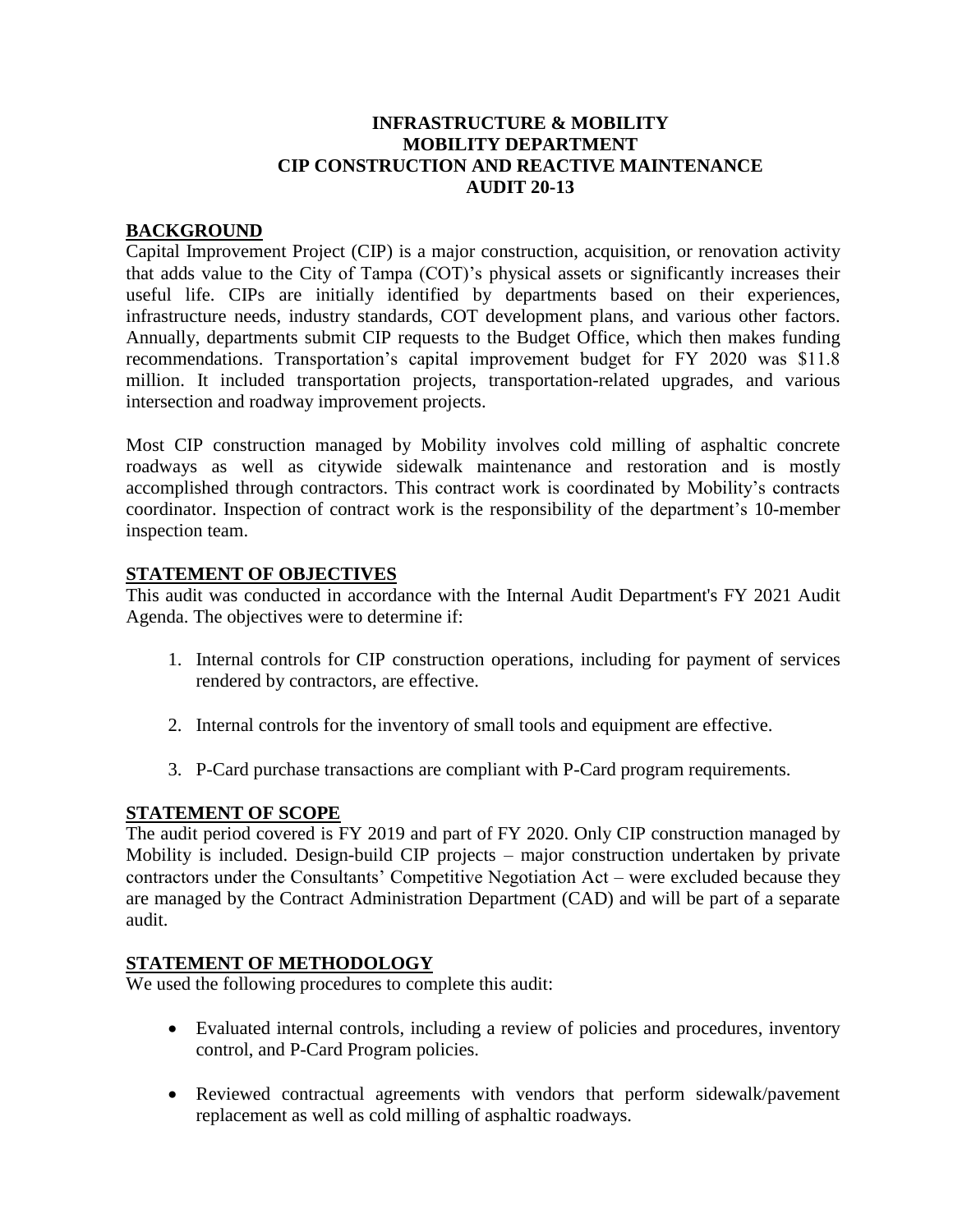**INFRASTRUCTURE & MOBILITY**
**MOBILITY DEPARTMENT**
**CIP CONSTRUCTION AND REACTIVE MAINTENANCE**
**AUDIT 20-13**

## BACKGROUND

Capital Improvement Project (CIP) is a major construction, acquisition, or renovation activity that adds value to the City of Tampa (COT)'s physical assets or significantly increases their useful life. CIPs are initially identified by departments based on their experiences, infrastructure needs, industry standards, COT development plans, and various other factors. Annually, departments submit CIP requests to the Budget Office, which then makes funding recommendations. Transportation's capital improvement budget for FY 2020 was $11.8 million. It included transportation projects, transportation-related upgrades, and various intersection and roadway improvement projects.

Most CIP construction managed by Mobility involves cold milling of asphaltic concrete roadways as well as citywide sidewalk maintenance and restoration and is mostly accomplished through contractors. This contract work is coordinated by Mobility's contracts coordinator. Inspection of contract work is the responsibility of the department's 10-member inspection team.

## STATEMENT OF OBJECTIVES

This audit was conducted in accordance with the Internal Audit Department's FY 2021 Audit Agenda. The objectives were to determine if:

1. Internal controls for CIP construction operations, including for payment of services rendered by contractors, are effective.
2. Internal controls for the inventory of small tools and equipment are effective.
3. P-Card purchase transactions are compliant with P-Card program requirements.

## STATEMENT OF SCOPE

The audit period covered is FY 2019 and part of FY 2020. Only CIP construction managed by Mobility is included. Design-build CIP projects – major construction undertaken by private contractors under the Consultants' Competitive Negotiation Act – were excluded because they are managed by the Contract Administration Department (CAD) and will be part of a separate audit.

## STATEMENT OF METHODOLOGY

We used the following procedures to complete this audit:

- Evaluated internal controls, including a review of policies and procedures, inventory control, and P-Card Program policies.
- Reviewed contractual agreements with vendors that perform sidewalk/pavement replacement as well as cold milling of asphaltic roadways.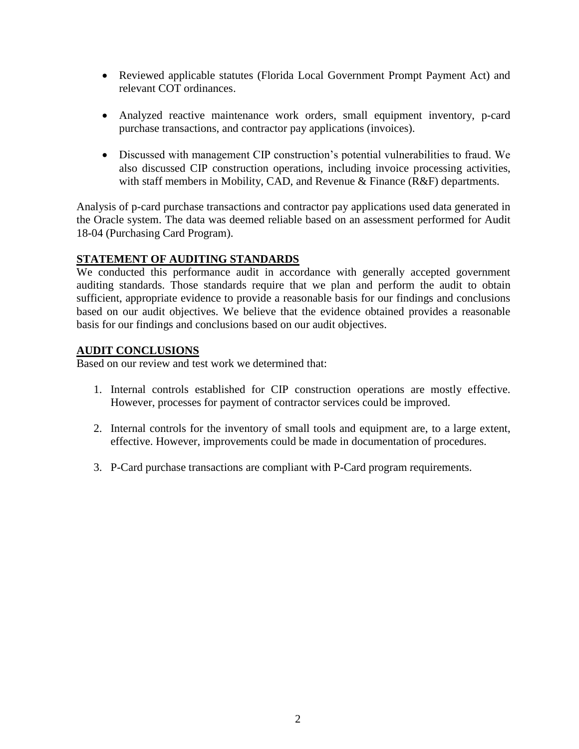- Reviewed applicable statutes (Florida Local Government Prompt Payment Act) and relevant COT ordinances.

- Analyzed reactive maintenance work orders, small equipment inventory, p-card purchase transactions, and contractor pay applications (invoices).

- Discussed with management CIP construction's potential vulnerabilities to fraud. We also discussed CIP construction operations, including invoice processing activities, with staff members in Mobility, CAD, and Revenue & Finance (R&F) departments.

Analysis of p-card purchase transactions and contractor pay applications used data generated in the Oracle system. The data was deemed reliable based on an assessment performed for Audit 18-04 (Purchasing Card Program).

## STATEMENT OF AUDITING STANDARDS

We conducted this performance audit in accordance with generally accepted government auditing standards. Those standards require that we plan and perform the audit to obtain sufficient, appropriate evidence to provide a reasonable basis for our findings and conclusions based on our audit objectives. We believe that the evidence obtained provides a reasonable basis for our findings and conclusions based on our audit objectives.

## AUDIT CONCLUSIONS

Based on our review and test work we determined that:

1. Internal controls established for CIP construction operations are mostly effective. However, processes for payment of contractor services could be improved.

2. Internal controls for the inventory of small tools and equipment are, to a large extent, effective. However, improvements could be made in documentation of procedures.

3. P-Card purchase transactions are compliant with P-Card program requirements.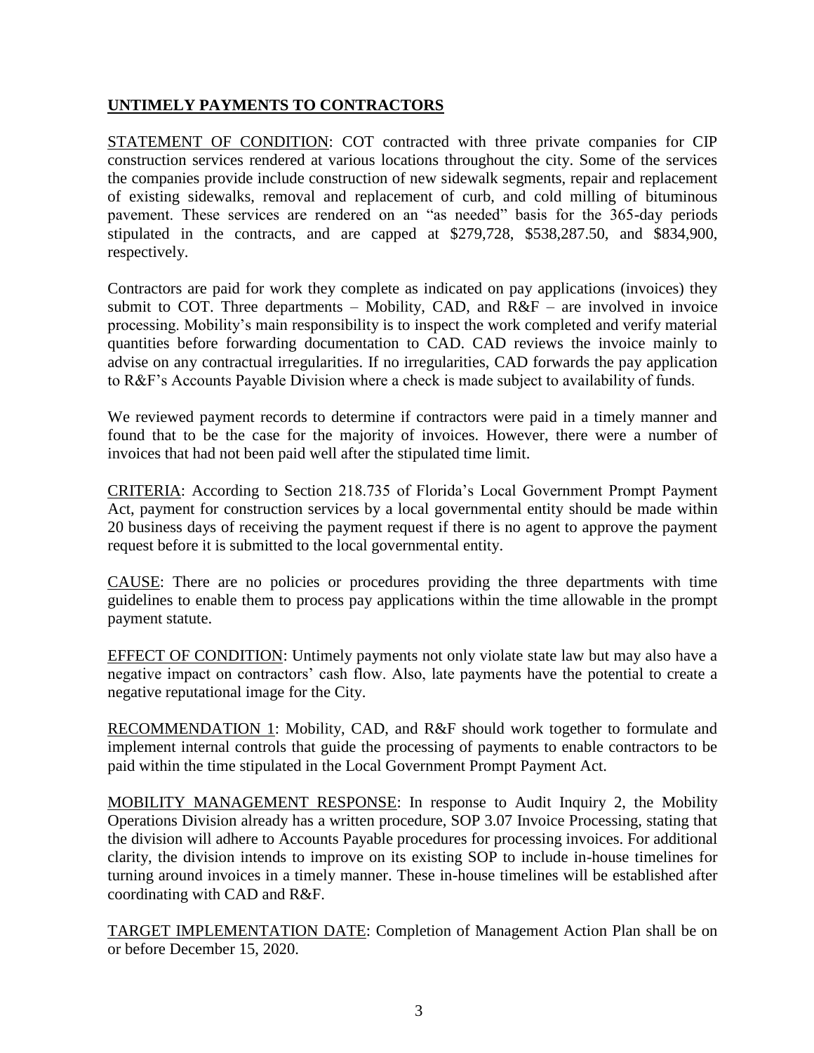## UNTIMELY PAYMENTS TO CONTRACTORS

STATEMENT OF CONDITION: COT contracted with three private companies for CIP construction services rendered at various locations throughout the city. Some of the services the companies provide include construction of new sidewalk segments, repair and replacement of existing sidewalks, removal and replacement of curb, and cold milling of bituminous pavement. These services are rendered on an "as needed" basis for the 365-day periods stipulated in the contracts, and are capped at $279,728, $538,287.50, and $834,900, respectively.

Contractors are paid for work they complete as indicated on pay applications (invoices) they submit to COT. Three departments – Mobility, CAD, and R&F – are involved in invoice processing. Mobility's main responsibility is to inspect the work completed and verify material quantities before forwarding documentation to CAD. CAD reviews the invoice mainly to advise on any contractual irregularities. If no irregularities, CAD forwards the pay application to R&F's Accounts Payable Division where a check is made subject to availability of funds.

We reviewed payment records to determine if contractors were paid in a timely manner and found that to be the case for the majority of invoices. However, there were a number of invoices that had not been paid well after the stipulated time limit.

CRITERIA: According to Section 218.735 of Florida's Local Government Prompt Payment Act, payment for construction services by a local governmental entity should be made within 20 business days of receiving the payment request if there is no agent to approve the payment request before it is submitted to the local governmental entity.

CAUSE: There are no policies or procedures providing the three departments with time guidelines to enable them to process pay applications within the time allowable in the prompt payment statute.

EFFECT OF CONDITION: Untimely payments not only violate state law but may also have a negative impact on contractors' cash flow. Also, late payments have the potential to create a negative reputational image for the City.

RECOMMENDATION 1: Mobility, CAD, and R&F should work together to formulate and implement internal controls that guide the processing of payments to enable contractors to be paid within the time stipulated in the Local Government Prompt Payment Act.

MOBILITY MANAGEMENT RESPONSE: In response to Audit Inquiry 2, the Mobility Operations Division already has a written procedure, SOP 3.07 Invoice Processing, stating that the division will adhere to Accounts Payable procedures for processing invoices. For additional clarity, the division intends to improve on its existing SOP to include in-house timelines for turning around invoices in a timely manner. These in-house timelines will be established after coordinating with CAD and R&F.

TARGET IMPLEMENTATION DATE: Completion of Management Action Plan shall be on or before December 15, 2020.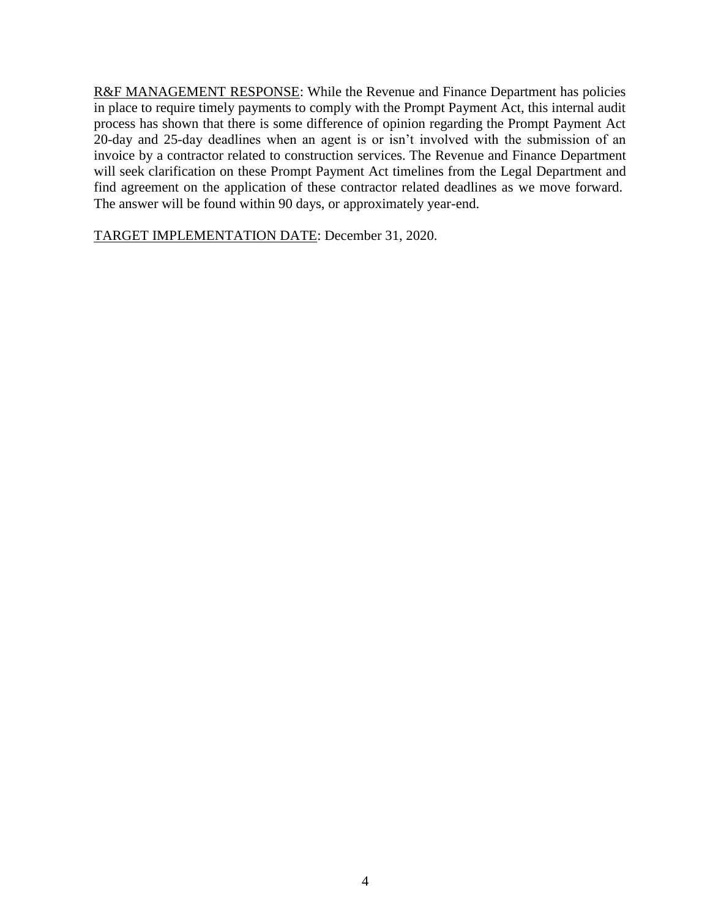R&F MANAGEMENT RESPONSE: While the Revenue and Finance Department has policies in place to require timely payments to comply with the Prompt Payment Act, this internal audit process has shown that there is some difference of opinion regarding the Prompt Payment Act 20-day and 25-day deadlines when an agent is or isn't involved with the submission of an invoice by a contractor related to construction services. The Revenue and Finance Department will seek clarification on these Prompt Payment Act timelines from the Legal Department and find agreement on the application of these contractor related deadlines as we move forward. The answer will be found within 90 days, or approximately year-end.

TARGET IMPLEMENTATION DATE: December 31, 2020.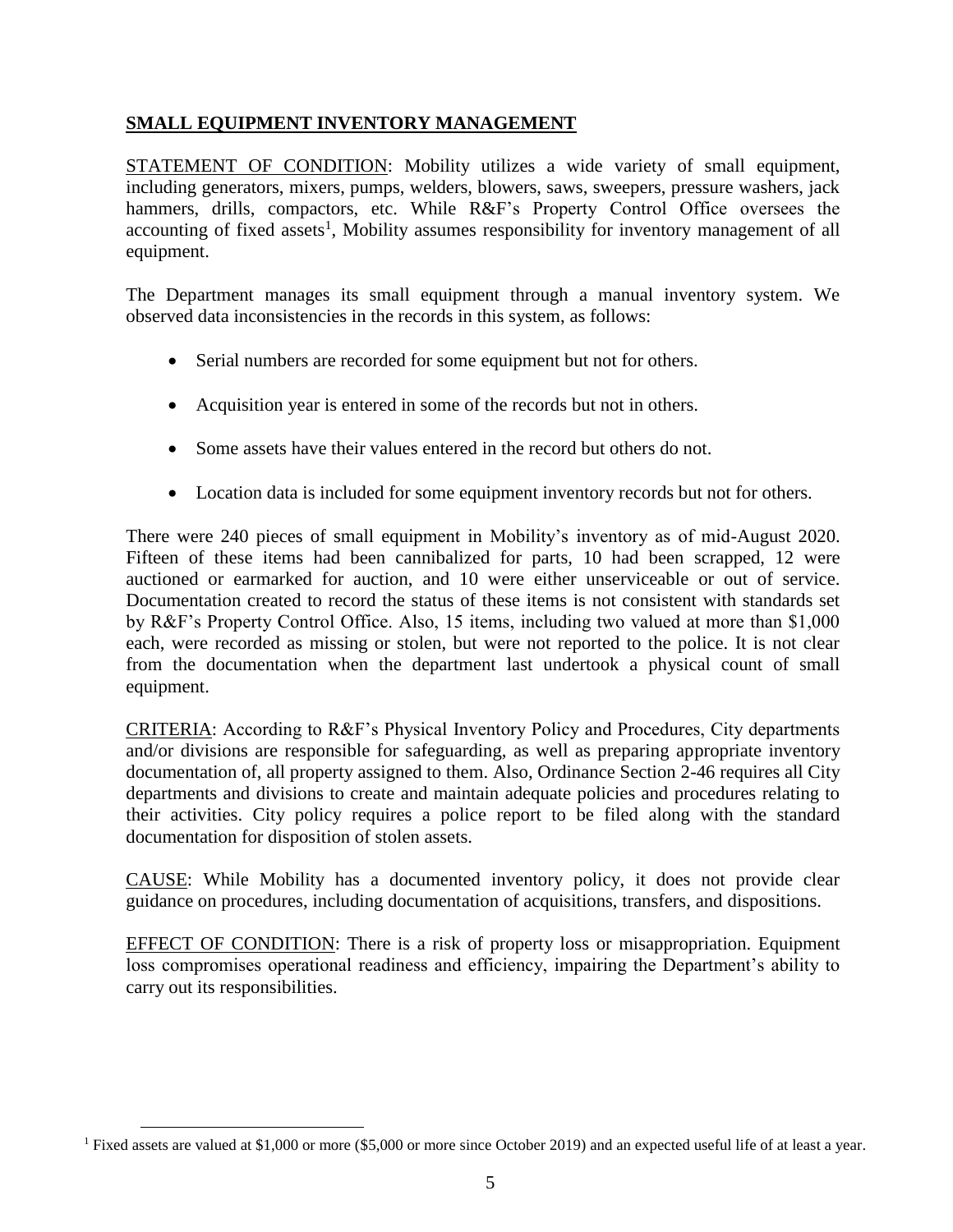## SMALL EQUIPMENT INVENTORY MANAGEMENT

STATEMENT OF CONDITION: Mobility utilizes a wide variety of small equipment, including generators, mixers, pumps, welders, blowers, saws, sweepers, pressure washers, jack hammers, drills, compactors, etc. While R&F's Property Control Office oversees the accounting of fixed assets[1], Mobility assumes responsibility for inventory management of all equipment.

The Department manages its small equipment through a manual inventory system. We observed data inconsistencies in the records in this system, as follows:

- Serial numbers are recorded for some equipment but not for others.
- Acquisition year is entered in some of the records but not in others.
- Some assets have their values entered in the record but others do not.
- Location data is included for some equipment inventory records but not for others.

There were 240 pieces of small equipment in Mobility's inventory as of mid-August 2020. Fifteen of these items had been cannibalized for parts, 10 had been scrapped, 12 were auctioned or earmarked for auction, and 10 were either unserviceable or out of service. Documentation created to record the status of these items is not consistent with standards set by R&F's Property Control Office. Also, 15 items, including two valued at more than $1,000 each, were recorded as missing or stolen, but were not reported to the police. It is not clear from the documentation when the department last undertook a physical count of small equipment.

CRITERIA: According to R&F's Physical Inventory Policy and Procedures, City departments and/or divisions are responsible for safeguarding, as well as preparing appropriate inventory documentation of, all property assigned to them. Also, Ordinance Section 2-46 requires all City departments and divisions to create and maintain adequate policies and procedures relating to their activities. City policy requires a police report to be filed along with the standard documentation for disposition of stolen assets.

CAUSE: While Mobility has a documented inventory policy, it does not provide clear guidance on procedures, including documentation of acquisitions, transfers, and dispositions.

EFFECT OF CONDITION: There is a risk of property loss or misappropriation. Equipment loss compromises operational readiness and efficiency, impairing the Department's ability to carry out its responsibilities.

[1] Fixed assets are valued at $1,000 or more ($5,000 or more since October 2019) and an expected useful life of at least a year.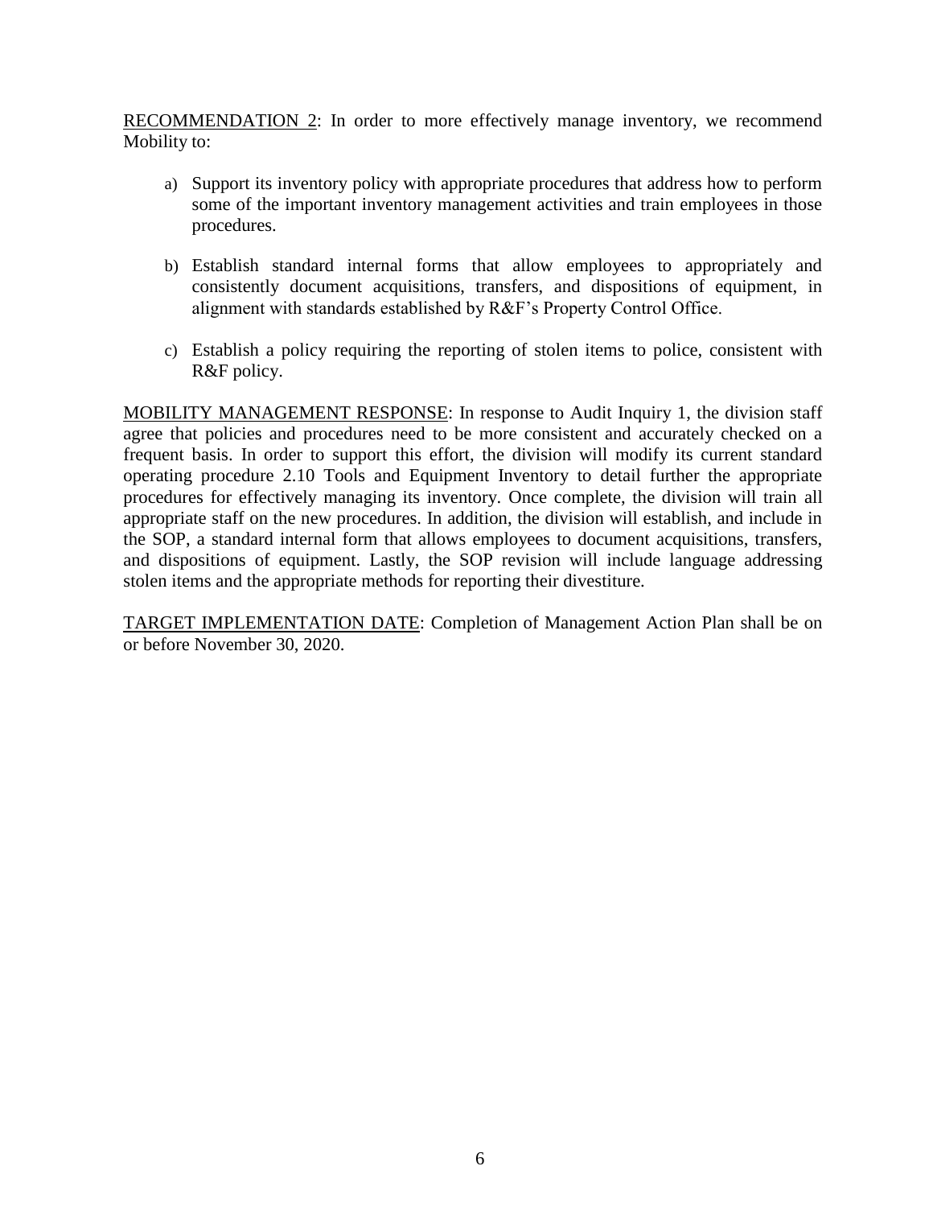RECOMMENDATION 2: In order to more effectively manage inventory, we recommend Mobility to:

a) Support its inventory policy with appropriate procedures that address how to perform some of the important inventory management activities and train employees in those procedures.

b) Establish standard internal forms that allow employees to appropriately and consistently document acquisitions, transfers, and dispositions of equipment, in alignment with standards established by R&F's Property Control Office.

c) Establish a policy requiring the reporting of stolen items to police, consistent with R&F policy.

MOBILITY MANAGEMENT RESPONSE: In response to Audit Inquiry 1, the division staff agree that policies and procedures need to be more consistent and accurately checked on a frequent basis. In order to support this effort, the division will modify its current standard operating procedure 2.10 Tools and Equipment Inventory to detail further the appropriate procedures for effectively managing its inventory. Once complete, the division will train all appropriate staff on the new procedures. In addition, the division will establish, and include in the SOP, a standard internal form that allows employees to document acquisitions, transfers, and dispositions of equipment. Lastly, the SOP revision will include language addressing stolen items and the appropriate methods for reporting their divestiture.

TARGET IMPLEMENTATION DATE: Completion of Management Action Plan shall be on or before November 30, 2020.